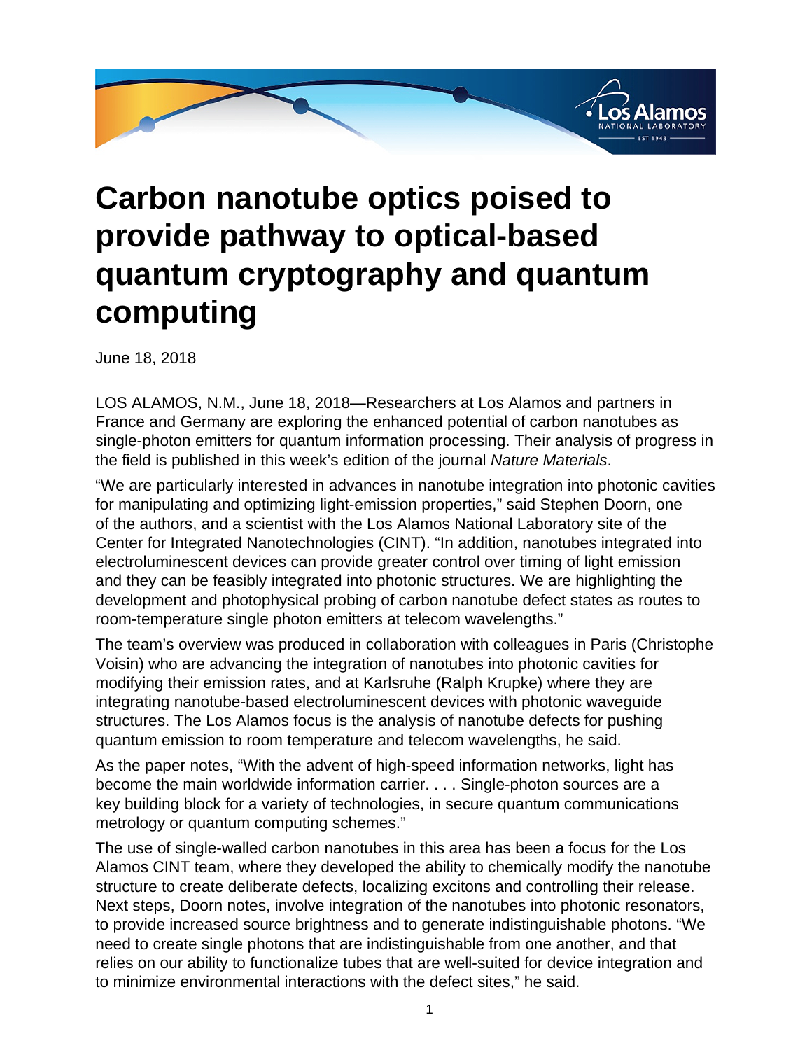# Carbon nanotube optics poised to provide pathway to optical-based quantum cryptography and quantum computing

June 18, 2018

LOS ALAMOS, N.M., June 18, 2018—Researchers at Los Alamos and partners in France and Germany are exploring the enhanced potential of carbon nanotubes as single-photon emitters for quantum information processing. Their analysis of progress in the field is published in this week's edition of the journal *Nature Materials*.

"We are particularly interested in advances in nanotube integration into photonic cavities for manipulating and optimizing light-emission properties," said Stephen Doorn, one of the authors, and a scientist with the Los Alamos National Laboratory site of the Center for Integrated Nanotechnologies (CINT). "In addition, nanotubes integrated into electroluminescent devices can provide greater control over timing of light emission and they can be feasibly integrated into photonic structures. We are highlighting the development and photophysical probing of carbon nanotube defect states as routes to room-temperature single photon emitters at telecom wavelengths."

The team's overview was produced in collaboration with colleagues in Paris (Christophe Voisin) who are advancing the integration of nanotubes into photonic cavities for modifying their emission rates, and at Karlsruhe (Ralph Krupke) where they are integrating nanotube-based electroluminescent devices with photonic waveguide structures. The Los Alamos focus is the analysis of nanotube defects for pushing quantum emission to room temperature and telecom wavelengths, he said.

As the paper notes, "With the advent of high-speed information networks, light has become the main worldwide information carrier. . . . Single-photon sources are a key building block for a variety of technologies, in secure quantum communications metrology or quantum computing schemes."

The use of single-walled carbon nanotubes in this area has been a focus for the Los Alamos CINT team, where they developed the ability to chemically modify the nanotube structure to create deliberate defects, localizing excitons and controlling their release. Next steps, Doorn notes, involve integration of the nanotubes into photonic resonators, to provide increased source brightness and to generate indistinguishable photons. "We need to create single photons that are indistinguishable from one another, and that relies on our ability to functionalize tubes that are well-suited for device integration and to minimize environmental interactions with the defect sites," he said.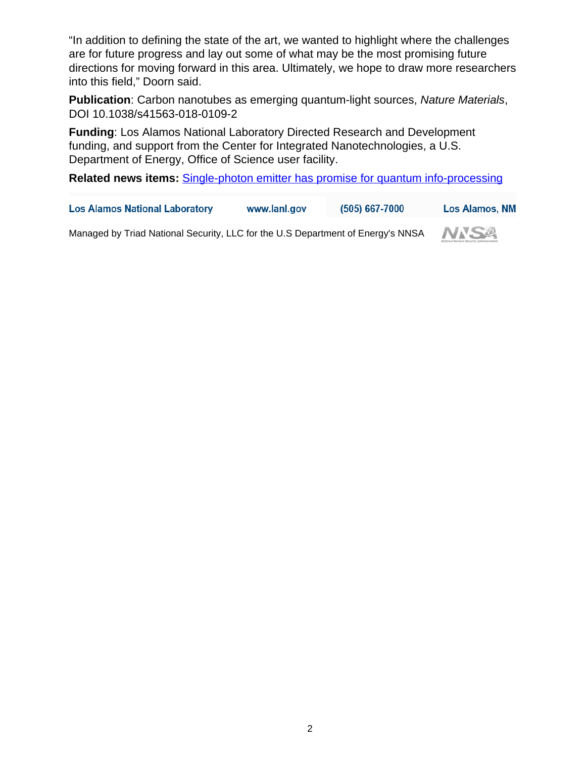"In addition to defining the state of the art, we wanted to highlight where the challenges are for future progress and lay out some of what may be the most promising future directions for moving forward in this area. Ultimately, we hope to draw more researchers into this field," Doorn said.

**Publication**: Carbon nanotubes as emerging quantum-light sources, *Nature Materials*, DOI 10.1038/s41563-018-0109-2

**Funding**: Los Alamos National Laboratory Directed Research and Development funding, and support from the Center for Integrated Nanotechnologies, a U.S. Department of Energy, Office of Science user facility.

**Related news items:** Single-photon emitter has promise for quantum info-processing

**Los Alamos National Laboratory** **www.lanl.gov** **(505) 667-7000** **Los Alamos, NM**

Managed by Triad National Security, LLC for the U.S Department of Energy's NNSA